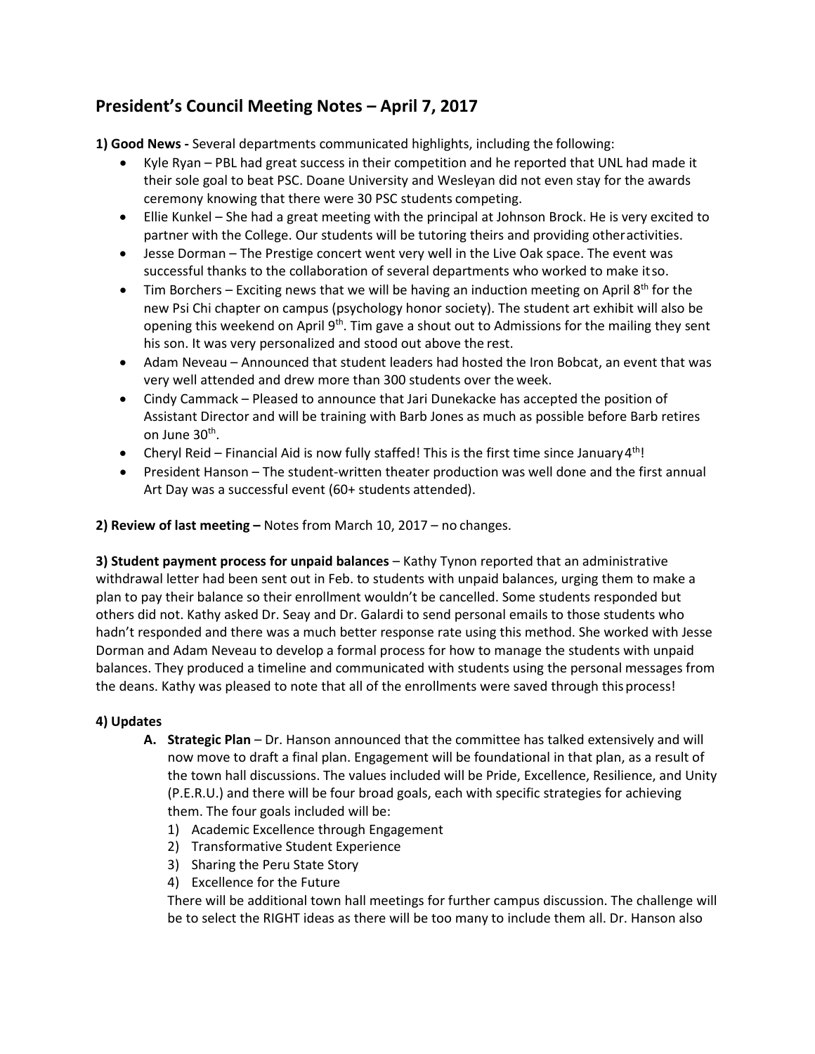# President's Council Meeting Notes – April 7, 2017

**1) Good News -** Several departments communicated highlights, including the following:

- Kyle Ryan – PBL had great success in their competition and he reported that UNL had made it their sole goal to beat PSC. Doane University and Wesleyan did not even stay for the awards ceremony knowing that there were 30 PSC students competing.
- Ellie Kunkel – She had a great meeting with the principal at Johnson Brock. He is very excited to partner with the College. Our students will be tutoring theirs and providing other activities.
- Jesse Dorman – The Prestige concert went very well in the Live Oak space. The event was successful thanks to the collaboration of several departments who worked to make it so.
- Tim Borchers – Exciting news that we will be having an induction meeting on April 8th for the new Psi Chi chapter on campus (psychology honor society). The student art exhibit will also be opening this weekend on April 9th. Tim gave a shout out to Admissions for the mailing they sent his son. It was very personalized and stood out above the rest.
- Adam Neveau – Announced that student leaders had hosted the Iron Bobcat, an event that was very well attended and drew more than 300 students over the week.
- Cindy Cammack – Pleased to announce that Jari Dunekacke has accepted the position of Assistant Director and will be training with Barb Jones as much as possible before Barb retires on June 30th.
- Cheryl Reid – Financial Aid is now fully staffed! This is the first time since January 4th!
- President Hanson – The student-written theater production was well done and the first annual Art Day was a successful event (60+ students attended).

**2) Review of last meeting –** Notes from March 10, 2017 – no changes.

**3) Student payment process for unpaid balances** – Kathy Tynon reported that an administrative withdrawal letter had been sent out in Feb. to students with unpaid balances, urging them to make a plan to pay their balance so their enrollment wouldn't be cancelled. Some students responded but others did not. Kathy asked Dr. Seay and Dr. Galardi to send personal emails to those students who hadn't responded and there was a much better response rate using this method. She worked with Jesse Dorman and Adam Neveau to develop a formal process for how to manage the students with unpaid balances. They produced a timeline and communicated with students using the personal messages from the deans. Kathy was pleased to note that all of the enrollments were saved through this process!

**4) Updates**

**A. Strategic Plan** – Dr. Hanson announced that the committee has talked extensively and will now move to draft a final plan. Engagement will be foundational in that plan, as a result of the town hall discussions. The values included will be Pride, Excellence, Resilience, and Unity (P.E.R.U.) and there will be four broad goals, each with specific strategies for achieving them. The four goals included will be:

1) Academic Excellence through Engagement
2) Transformative Student Experience
3) Sharing the Peru State Story
4) Excellence for the Future

There will be additional town hall meetings for further campus discussion. The challenge will be to select the RIGHT ideas as there will be too many to include them all. Dr. Hanson also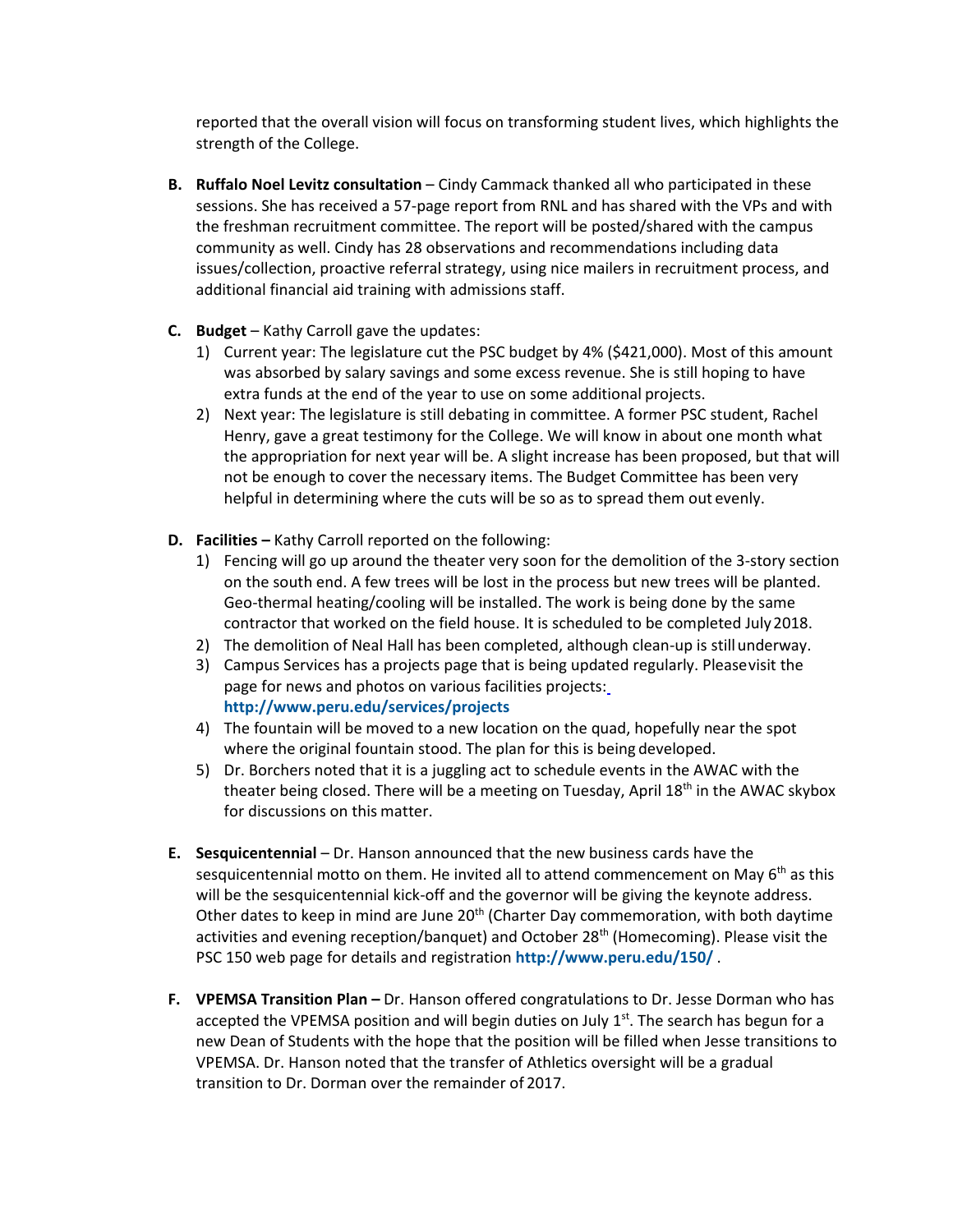reported that the overall vision will focus on transforming student lives, which highlights the strength of the College.

**B. Ruffalo Noel Levitz consultation** – Cindy Cammack thanked all who participated in these sessions. She has received a 57-page report from RNL and has shared with the VPs and with the freshman recruitment committee. The report will be posted/shared with the campus community as well. Cindy has 28 observations and recommendations including data issues/collection, proactive referral strategy, using nice mailers in recruitment process, and additional financial aid training with admissions staff.

**C. Budget** – Kathy Carroll gave the updates:

1) Current year: The legislature cut the PSC budget by 4% ($421,000). Most of this amount was absorbed by salary savings and some excess revenue. She is still hoping to have extra funds at the end of the year to use on some additional projects.
2) Next year: The legislature is still debating in committee. A former PSC student, Rachel Henry, gave a great testimony for the College. We will know in about one month what the appropriation for next year will be. A slight increase has been proposed, but that will not be enough to cover the necessary items. The Budget Committee has been very helpful in determining where the cuts will be so as to spread them out evenly.

**D. Facilities –** Kathy Carroll reported on the following:

1) Fencing will go up around the theater very soon for the demolition of the 3-story section on the south end. A few trees will be lost in the process but new trees will be planted. Geo-thermal heating/cooling will be installed. The work is being done by the same contractor that worked on the field house. It is scheduled to be completed July 2018.
2) The demolition of Neal Hall has been completed, although clean-up is still underway.
3) Campus Services has a projects page that is being updated regularly. Please visit the page for news and photos on various facilities projects: **http://www.peru.edu/services/projects**
4) The fountain will be moved to a new location on the quad, hopefully near the spot where the original fountain stood. The plan for this is being developed.
5) Dr. Borchers noted that it is a juggling act to schedule events in the AWAC with the theater being closed. There will be a meeting on Tuesday, April 18th in the AWAC skybox for discussions on this matter.

**E. Sesquicentennial** – Dr. Hanson announced that the new business cards have the sesquicentennial motto on them. He invited all to attend commencement on May 6th as this will be the sesquicentennial kick-off and the governor will be giving the keynote address. Other dates to keep in mind are June 20th (Charter Day commemoration, with both daytime activities and evening reception/banquet) and October 28th (Homecoming). Please visit the PSC 150 web page for details and registration **http://www.peru.edu/150/** .

**F. VPEMSA Transition Plan –** Dr. Hanson offered congratulations to Dr. Jesse Dorman who has accepted the VPEMSA position and will begin duties on July 1st. The search has begun for a new Dean of Students with the hope that the position will be filled when Jesse transitions to VPEMSA. Dr. Hanson noted that the transfer of Athletics oversight will be a gradual transition to Dr. Dorman over the remainder of 2017.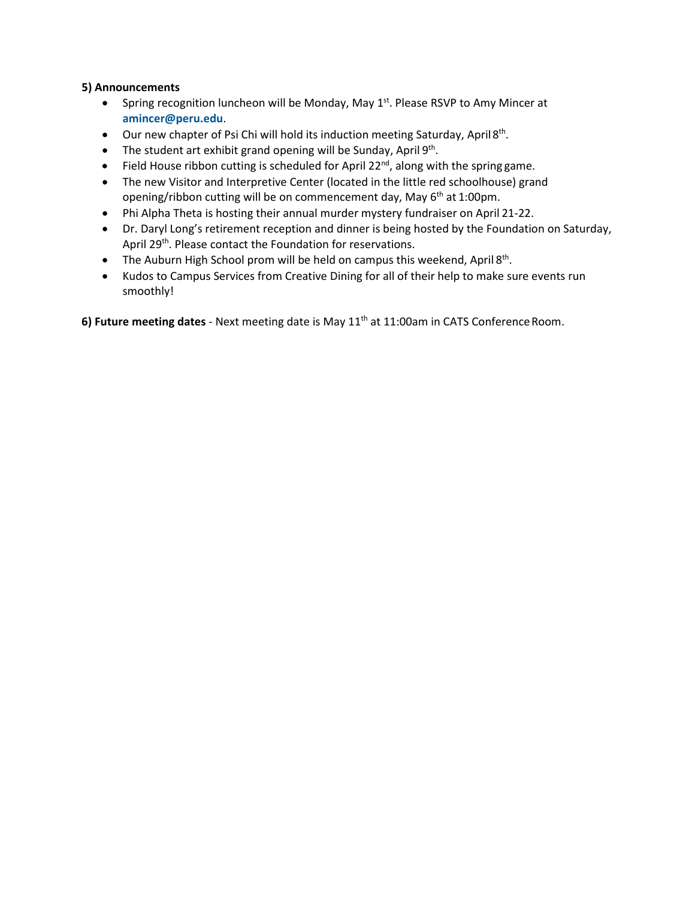**5) Announcements**

- Spring recognition luncheon will be Monday, May 1st. Please RSVP to Amy Mincer at **amincer@peru.edu**.
- Our new chapter of Psi Chi will hold its induction meeting Saturday, April 8th.
- The student art exhibit grand opening will be Sunday, April 9th.
- Field House ribbon cutting is scheduled for April 22nd, along with the spring game.
- The new Visitor and Interpretive Center (located in the little red schoolhouse) grand opening/ribbon cutting will be on commencement day, May 6th at 1:00pm.
- Phi Alpha Theta is hosting their annual murder mystery fundraiser on April 21-22.
- Dr. Daryl Long's retirement reception and dinner is being hosted by the Foundation on Saturday, April 29th. Please contact the Foundation for reservations.
- The Auburn High School prom will be held on campus this weekend, April 8th.
- Kudos to Campus Services from Creative Dining for all of their help to make sure events run smoothly!

**6) Future meeting dates** - Next meeting date is May 11th at 11:00am in CATS Conference Room.